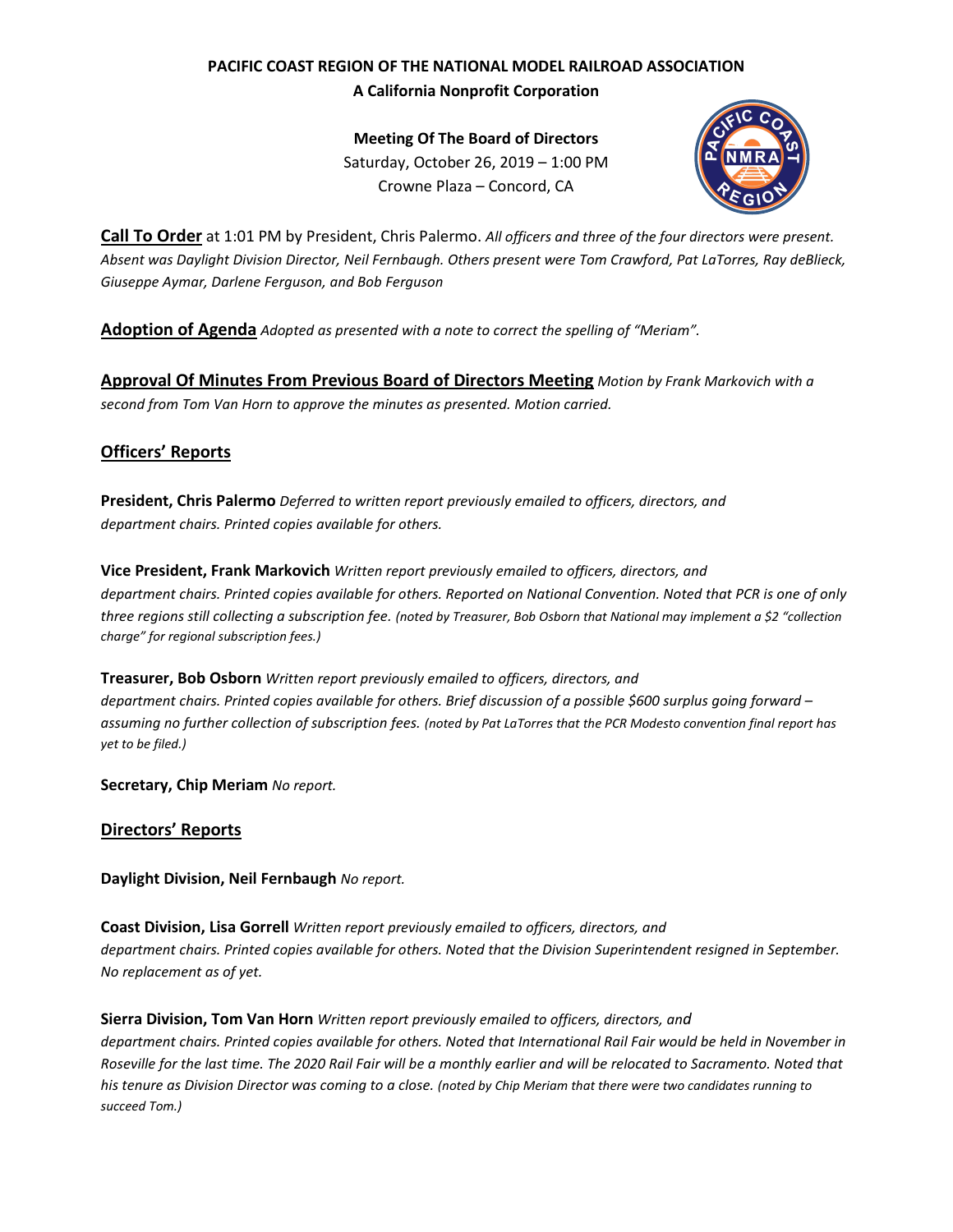**PACIFIC COAST REGION OF THE NATIONAL MODEL RAILROAD ASSOCIATION**
**A California Nonprofit Corporation**

**Meeting Of The Board of Directors**
Saturday, October 26, 2019 – 1:00 PM
Crowne Plaza – Concord, CA

**Call To Order** at 1:01 PM by President, Chris Palermo. *All officers and three of the four directors were present. Absent was Daylight Division Director, Neil Fernbaugh. Others present were Tom Crawford, Pat LaTorres, Ray deBlieck, Giuseppe Aymar, Darlene Ferguson, and Bob Ferguson*

**Adoption of Agenda** *Adopted as presented with a note to correct the spelling of "Meriam".*

**Approval Of Minutes From Previous Board of Directors Meeting** *Motion by Frank Markovich with a second from Tom Van Horn to approve the minutes as presented. Motion carried.*

## Officers' Reports

**President, Chris Palermo** *Deferred to written report previously emailed to officers, directors, and department chairs. Printed copies available for others.*

**Vice President, Frank Markovich** *Written report previously emailed to officers, directors, and department chairs. Printed copies available for others. Reported on National Convention. Noted that PCR is one of only three regions still collecting a subscription fee. (noted by Treasurer, Bob Osborn that National may implement a $2 "collection charge" for regional subscription fees.)*

**Treasurer, Bob Osborn** *Written report previously emailed to officers, directors, and department chairs. Printed copies available for others. Brief discussion of a possible $600 surplus going forward – assuming no further collection of subscription fees. (noted by Pat LaTorres that the PCR Modesto convention final report has yet to be filed.)*

**Secretary, Chip Meriam** *No report.*

## Directors' Reports

**Daylight Division, Neil Fernbaugh** *No report.*

**Coast Division, Lisa Gorrell** *Written report previously emailed to officers, directors, and department chairs. Printed copies available for others. Noted that the Division Superintendent resigned in September. No replacement as of yet.*

**Sierra Division, Tom Van Horn** *Written report previously emailed to officers, directors, and department chairs. Printed copies available for others. Noted that International Rail Fair would be held in November in Roseville for the last time. The 2020 Rail Fair will be a monthly earlier and will be relocated to Sacramento. Noted that his tenure as Division Director was coming to a close. (noted by Chip Meriam that there were two candidates running to succeed Tom.)*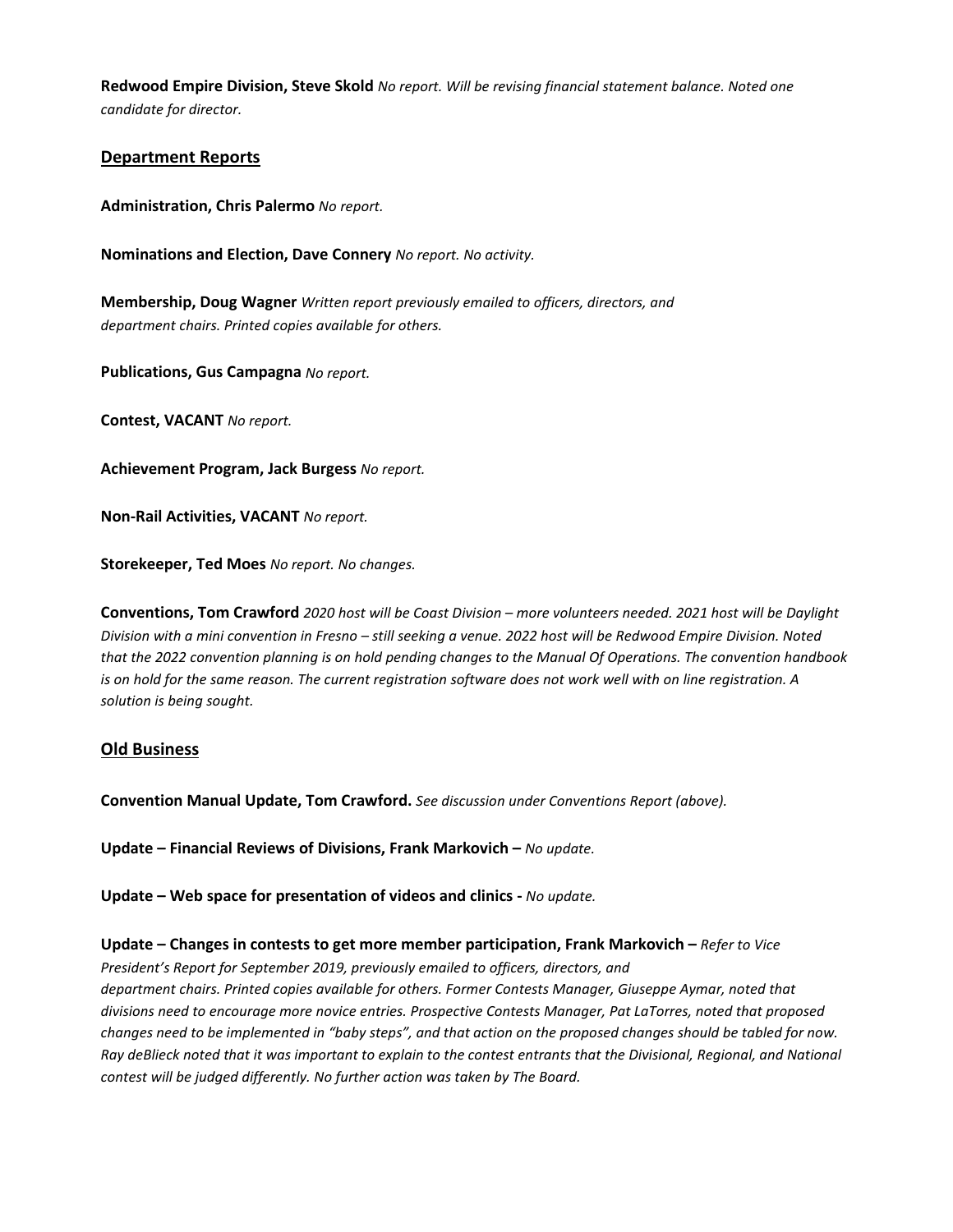**Redwood Empire Division, Steve Skold** *No report. Will be revising financial statement balance. Noted one candidate for director.*

## Department Reports

**Administration, Chris Palermo** *No report.*

**Nominations and Election, Dave Connery** *No report. No activity.*

**Membership, Doug Wagner** *Written report previously emailed to officers, directors, and department chairs. Printed copies available for others.*

**Publications, Gus Campagna** *No report.*

**Contest, VACANT** *No report.*

**Achievement Program, Jack Burgess** *No report.*

**Non-Rail Activities, VACANT** *No report.*

**Storekeeper, Ted Moes** *No report. No changes.*

**Conventions, Tom Crawford** *2020 host will be Coast Division – more volunteers needed. 2021 host will be Daylight Division with a mini convention in Fresno – still seeking a venue. 2022 host will be Redwood Empire Division. Noted that the 2022 convention planning is on hold pending changes to the Manual Of Operations. The convention handbook is on hold for the same reason. The current registration software does not work well with on line registration. A solution is being sought.*

## Old Business

**Convention Manual Update, Tom Crawford.** *See discussion under Conventions Report (above).*

**Update – Financial Reviews of Divisions, Frank Markovich –** *No update.*

**Update – Web space for presentation of videos and clinics -** *No update.*

**Update – Changes in contests to get more member participation, Frank Markovich –** *Refer to Vice President's Report for September 2019, previously emailed to officers, directors, and department chairs. Printed copies available for others. Former Contests Manager, Giuseppe Aymar, noted that divisions need to encourage more novice entries. Prospective Contests Manager, Pat LaTorres, noted that proposed changes need to be implemented in "baby steps", and that action on the proposed changes should be tabled for now. Ray deBlieck noted that it was important to explain to the contest entrants that the Divisional, Regional, and National contest will be judged differently. No further action was taken by The Board.*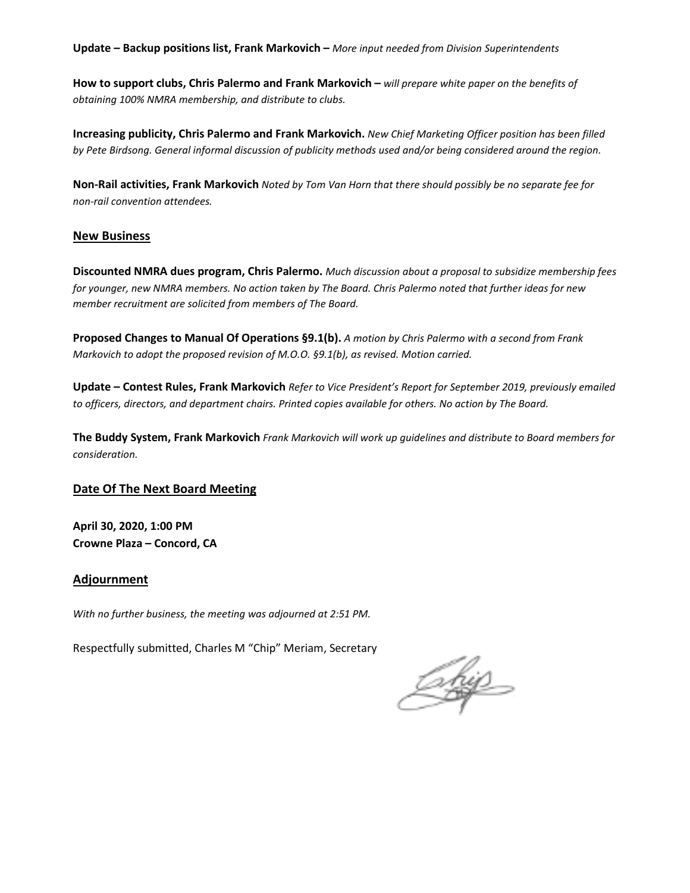**Update – Backup positions list, Frank Markovich –** *More input needed from Division Superintendents*

**How to support clubs, Chris Palermo and Frank Markovich –** *will prepare white paper on the benefits of obtaining 100% NMRA membership, and distribute to clubs.*

**Increasing publicity, Chris Palermo and Frank Markovich.** *New Chief Marketing Officer position has been filled by Pete Birdsong. General informal discussion of publicity methods used and/or being considered around the region.*

**Non-Rail activities, Frank Markovich** *Noted by Tom Van Horn that there should possibly be no separate fee for non-rail convention attendees.*

## New Business

**Discounted NMRA dues program, Chris Palermo.** *Much discussion about a proposal to subsidize membership fees for younger, new NMRA members. No action taken by The Board. Chris Palermo noted that further ideas for new member recruitment are solicited from members of The Board.*

**Proposed Changes to Manual Of Operations §9.1(b).** *A motion by Chris Palermo with a second from Frank Markovich to adopt the proposed revision of M.O.O. §9.1(b), as revised. Motion carried.*

**Update – Contest Rules, Frank Markovich** *Refer to Vice President's Report for September 2019, previously emailed to officers, directors, and department chairs. Printed copies available for others. No action by The Board.*

**The Buddy System, Frank Markovich** *Frank Markovich will work up guidelines and distribute to Board members for consideration.*

## Date Of The Next Board Meeting

**April 30, 2020, 1:00 PM**
**Crowne Plaza – Concord, CA**

## Adjournment

*With no further business, the meeting was adjourned at 2:51 PM.*

Respectfully submitted, Charles M "Chip" Meriam, Secretary